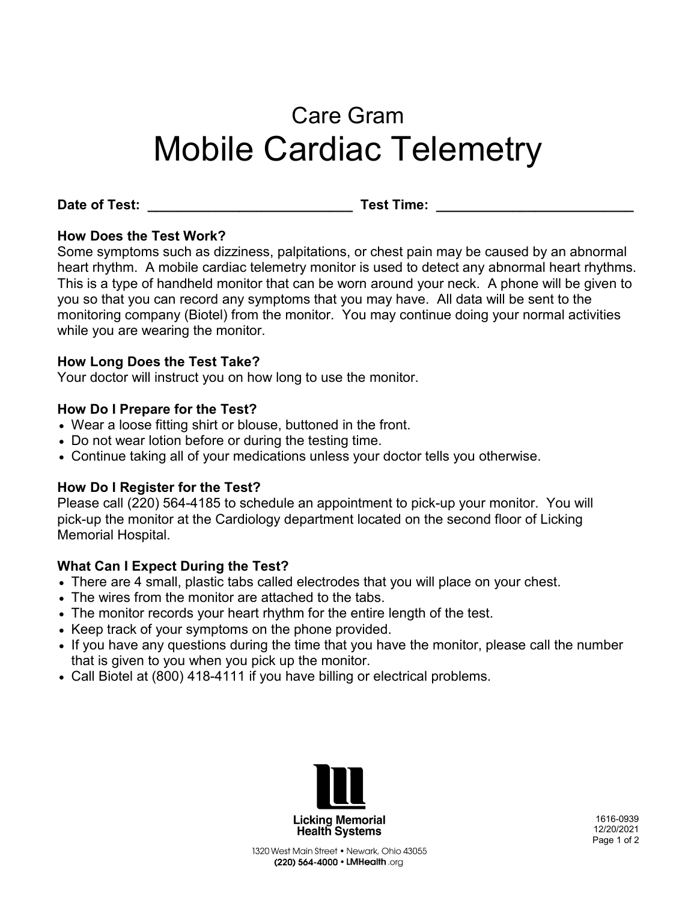# Care Gram

# Mobile Cardiac Telemetry

**Date of Test:** ___________________________ **Test Time:** __________________________

**How Does the Test Work?**

Some symptoms such as dizziness, palpitations, or chest pain may be caused by an abnormal heart rhythm. A mobile cardiac telemetry monitor is used to detect any abnormal heart rhythms. This is a type of handheld monitor that can be worn around your neck. A phone will be given to you so that you can record any symptoms that you may have. All data will be sent to the monitoring company (Biotel) from the monitor. You may continue doing your normal activities while you are wearing the monitor.

**How Long Does the Test Take?**

Your doctor will instruct you on how long to use the monitor.

**How Do I Prepare for the Test?**

- Wear a loose fitting shirt or blouse, buttoned in the front.
- Do not wear lotion before or during the testing time.
- Continue taking all of your medications unless your doctor tells you otherwise.

**How Do I Register for the Test?**

Please call (220) 564-4185 to schedule an appointment to pick-up your monitor. You will pick-up the monitor at the Cardiology department located on the second floor of Licking Memorial Hospital.

**What Can I Expect During the Test?**

- There are 4 small, plastic tabs called electrodes that you will place on your chest.
- The wires from the monitor are attached to the tabs.
- The monitor records your heart rhythm for the entire length of the test.
- Keep track of your symptoms on the phone provided.
- If you have any questions during the time that you have the monitor, please call the number that is given to you when you pick up the monitor.
- Call Biotel at (800) 418-4111 if you have billing or electrical problems.

Licking Memorial Health Systems

1320 West Main Street • Newark, Ohio 43055

(220) 564-4000 • LMHealth.org

1616-0939
12/20/2021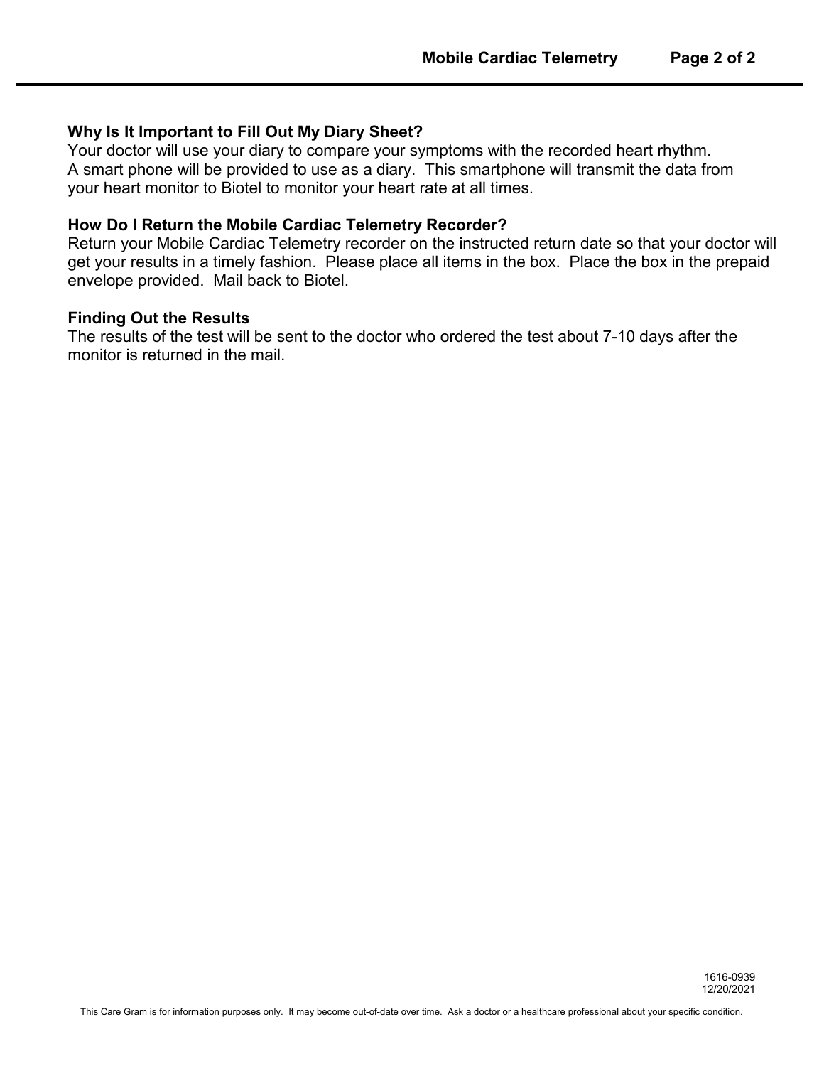## Why Is It Important to Fill Out My Diary Sheet?

Your doctor will use your diary to compare your symptoms with the recorded heart rhythm. A smart phone will be provided to use as a diary. This smartphone will transmit the data from your heart monitor to Biotel to monitor your heart rate at all times.

## How Do I Return the Mobile Cardiac Telemetry Recorder?

Return your Mobile Cardiac Telemetry recorder on the instructed return date so that your doctor will get your results in a timely fashion. Please place all items in the box. Place the box in the prepaid envelope provided. Mail back to Biotel.

## Finding Out the Results

The results of the test will be sent to the doctor who ordered the test about 7-10 days after the monitor is returned in the mail.

1616-0939
12/20/2021

This Care Gram is for information purposes only. It may become out-of-date over time. Ask a doctor or a healthcare professional about your specific condition.